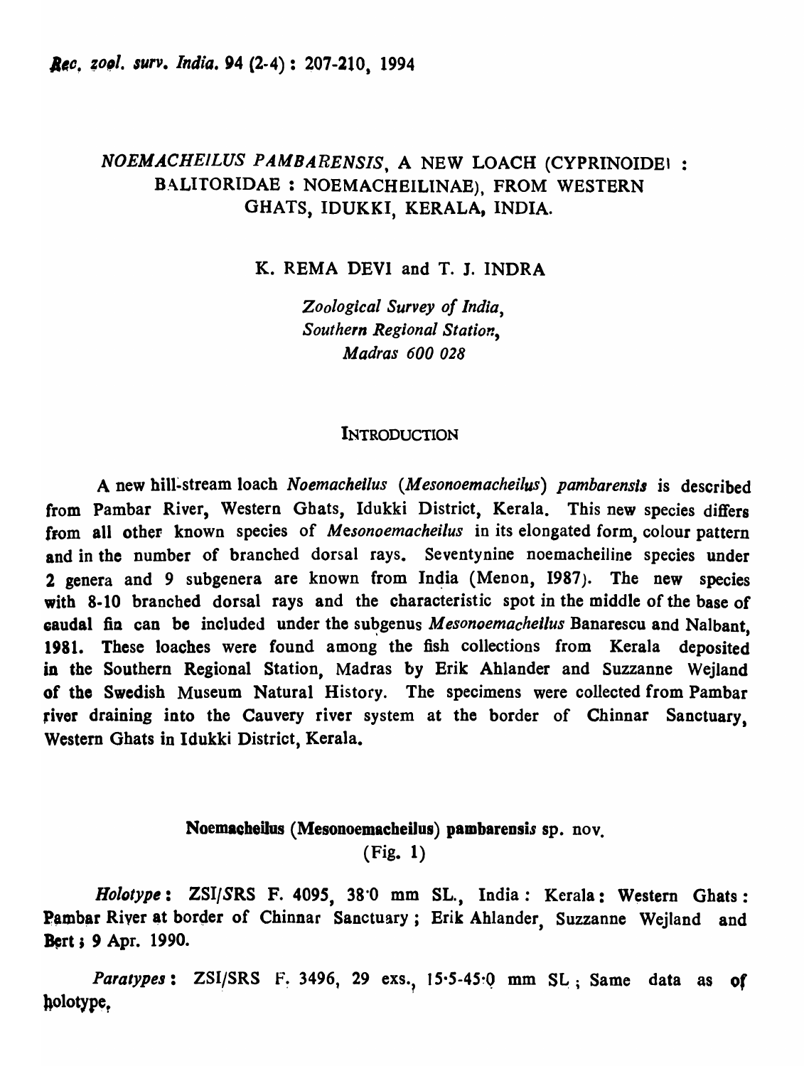# *NOEMACHEILUS PAMBARENSIS*, A NEW LOACH (CYPRINOIDEI : BALITORIDAE : NOEMACHEILINAE), FROM WESTERN GHATS, IDUKKI, KERALA, INDIA.

K. REMA DEVI and T. J. INDRA

*Zoological Survey of India, Southern Regional Station, Madras 600 028*

## INTRODUCTION

A new hill-stream loach *Noemacheilus* (*Mesonoemacheilus*) *pambarensis* is described from Pambar River, Western Ghats, Idukki District, Kerala. This new species differs from all other known species of *Mesonoemacheilus* in its elongated form, colour pattern and in the number of branched dorsal rays. Seventynine noemacheiline species under 2 genera and 9 subgenera are known from India (Menon, 1987). The new species with 8-10 branched dorsal rays and the characteristic spot in the middle of the base of caudal fin can be included under the subgenus *Mesonoemacheilus* Banarescu and Nalbant, 1981. These loaches were found among the fish collections from Kerala deposited in the Southern Regional Station, Madras by Erik Ahlander and Suzzanne Wejland of the Swedish Museum Natural History. The specimens were collected from Pambar river draining into the Cauvery river system at the border of Chinnar Sanctuary, Western Ghats in Idukki District, Kerala.

**Noemacheilus (Mesonoemacheilus) pambarensis sp. nov.**

(Fig. 1)

*Holotype*: ZSI/SRS F. 4095, 38·0 mm SL., India: Kerala: Western Ghats: Pambar River at border of Chinnar Sanctuary; Erik Ahlander, Suzzanne Wejland and Bert; 9 Apr. 1990.

*Paratypes*: ZSI/SRS F. 3496, 29 exs., 15·5-45·0 mm SL; Same data as of holotype.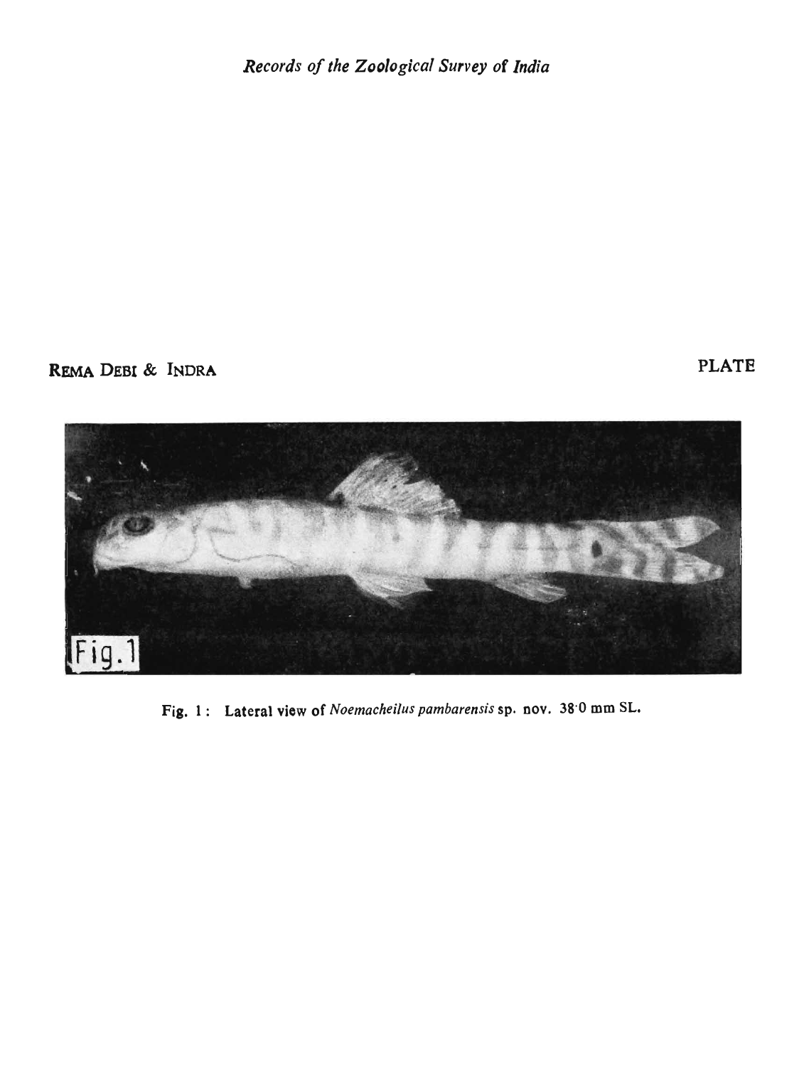REMA DEBI & INDRA

PLATE

Fig. 1: Lateral view of *Noemacheilus pambarensis* sp. nov. 38·0 mm SL.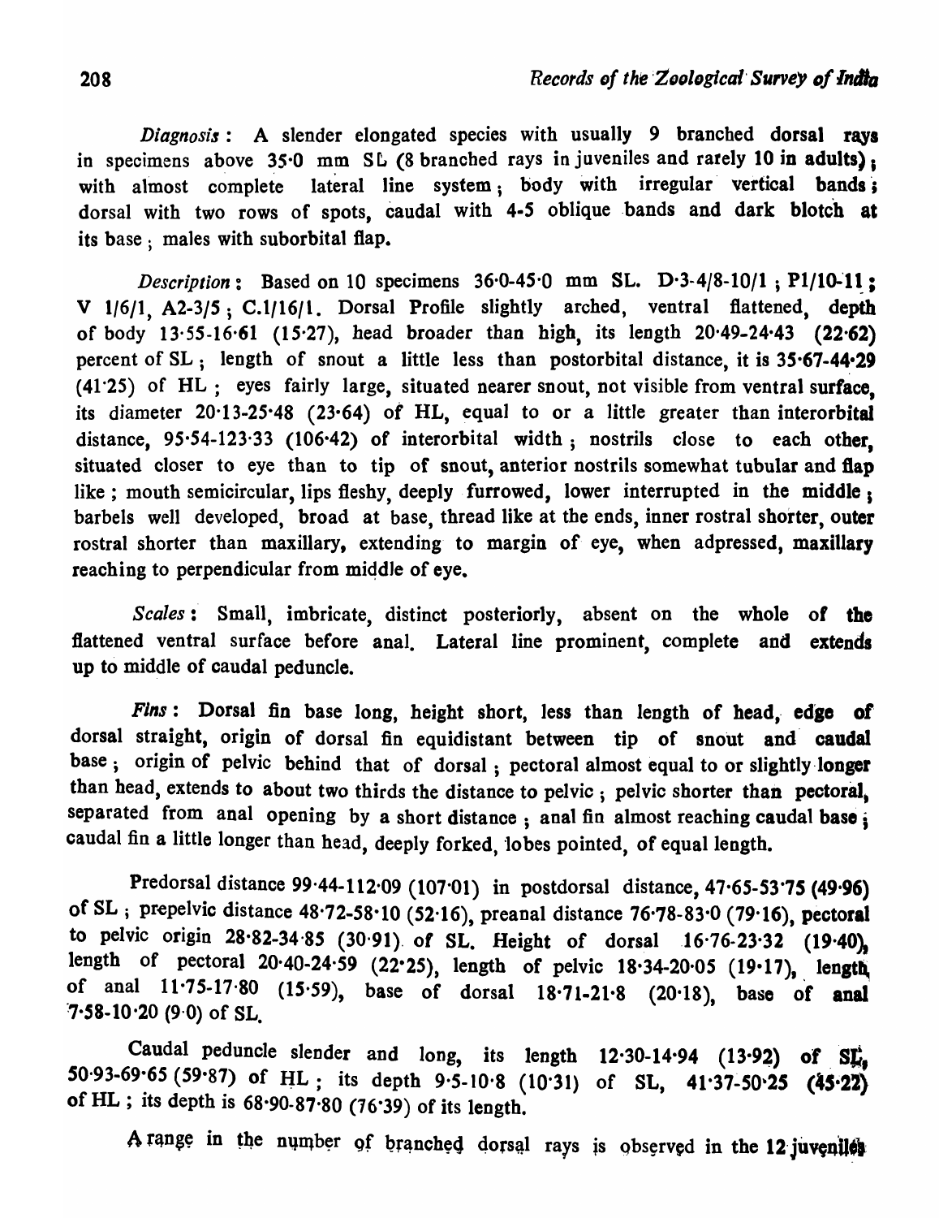*Diagnosis* : A slender elongated species with usually 9 branched dorsal rays in specimens above 35·0 mm SL (8 branched rays in juveniles and rarely 10 in adults); with almost complete lateral line system; body with irregular vertical bands; dorsal with two rows of spots, caudal with 4-5 oblique bands and dark blotch at its base; males with suborbital flap.

*Description* : Based on 10 specimens 36·0-45·0 mm SL. D·3-4/8-10/1 ; P1/10-11 ; V 1/6/1, A2-3/5 ; C.1/16/1. Dorsal Profile slightly arched, ventral flattened, depth of body 13·55-16·61 (15·27), head broader than high, its length 20·49-24·43 (22·62) percent of SL ; length of snout a little less than postorbital distance, it is 35·67-44·29 (41·25) of HL ; eyes fairly large, situated nearer snout, not visible from ventral surface, its diameter 20·13-25·48 (23·64) of HL, equal to or a little greater than interorbital distance, 95·54-123·33 (106·42) of interorbital width ; nostrils close to each other, situated closer to eye than to tip of snout, anterior nostrils somewhat tubular and flap like ; mouth semicircular, lips fleshy, deeply furrowed, lower interrupted in the middle ; barbels well developed, broad at base, thread like at the ends, inner rostral shorter, outer rostral shorter than maxillary, extending to margin of eye, when adpressed, maxillary reaching to perpendicular from middle of eye.

*Scales* : Small, imbricate, distinct posteriorly, absent on the whole of the flattened ventral surface before anal. Lateral line prominent, complete and extends up to middle of caudal peduncle.

*Fins* : Dorsal fin base long, height short, less than length of head, edge of dorsal straight, origin of dorsal fin equidistant between tip of snout and caudal base ; origin of pelvic behind that of dorsal ; pectoral almost equal to or slightly longer than head, extends to about two thirds the distance to pelvic ; pelvic shorter than pectoral, separated from anal opening by a short distance ; anal fin almost reaching caudal base ; caudal fin a little longer than head, deeply forked, lobes pointed, of equal length.

Predorsal distance 99·44-112·09 (107·01) in postdorsal distance, 47·65-53·75 (49·96) of SL ; prepelvic distance 48·72-58·10 (52·16), preanal distance 76·78-83·0 (79·16), pectoral to pelvic origin 28·82-34·85 (30·91) of SL. Height of dorsal 16·76-23·32 (19·40), length of pectoral 20·40-24·59 (22·25), length of pelvic 18·34-20·05 (19·17), length of anal 11·75-17·80 (15·59), base of dorsal 18·71-21·8 (20·18), base of anal 7·58-10·20 (9·0) of SL.

Caudal peduncle slender and long, its length 12·30-14·94 (13·92) of SL, 50·93-69·65 (59·87) of HL ; its depth 9·5-10·8 (10·31) of SL, 41·37-50·25 (45·22) of HL ; its depth is 68·90-87·80 (76·39) of its length.

A range in the number of branched dorsal rays is observed in the 12 juveniles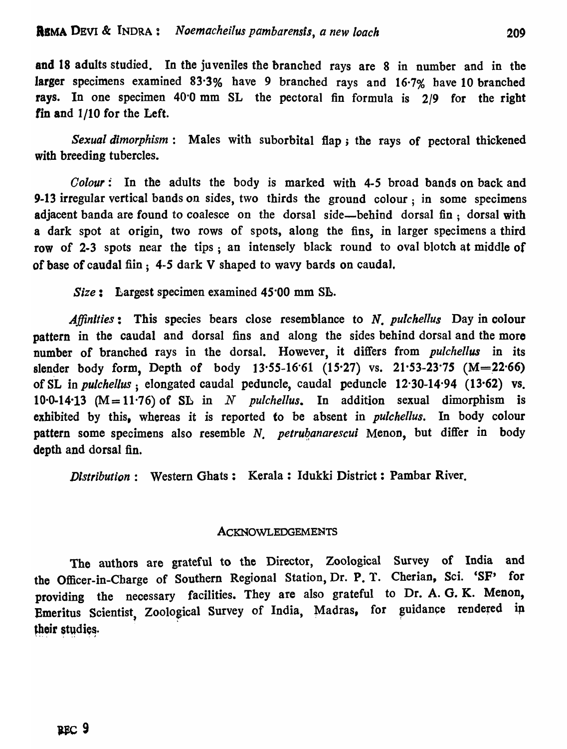and 18 adults studied. In the juveniles the branched rays are 8 in number and in the larger specimens examined 83·3% have 9 branched rays and 16·7% have 10 branched rays. In one specimen 40·0 mm SL the pectoral fin formula is 2/9 for the right fin and 1/10 for the Left.

*Sexual dimorphism* : Males with suborbital flap ; the rays of pectoral thickened with breeding tubercles.

*Colour* : In the adults the body is marked with 4-5 broad bands on back and 9-13 irregular vertical bands on sides, two thirds the ground colour ; in some specimens adjacent banda are found to coalesce on the dorsal side—behind dorsal fin ; dorsal with a dark spot at origin, two rows of spots, along the fins, in larger specimens a third row of 2-3 spots near the tips ; an intensely black round to oval blotch at middle of of base of caudal fiin ; 4-5 dark V shaped to wavy bards on caudal.

*Size* : Largest specimen examined 45·00 mm SL.

*Affinities* : This species bears close resemblance to *N. pulchellus* Day in colour pattern in the caudal and dorsal fins and along the sides behind dorsal and the more number of branched rays in the dorsal. However, it differs from *pulchellus* in its slender body form, Depth of body 13·55-16·61 (15·27) vs. 21·53-23·75 (M=22·66) of SL in *pulchellus* ; elongated caudal peduncle, caudal peduncle 12·30-14·94 (13·62) vs. 10·0-14·13 (M=11·76) of SL in *N pulchellus*. In addition sexual dimorphism is exhibited by this, whereas it is reported to be absent in *pulchellus*. In body colour pattern some specimens also resemble *N. petrubanarescui* Menon, but differ in body depth and dorsal fin.

*Distribution* : Western Ghats : Kerala : Idukki District : Pambar River.

## ACKNOWLEDGEMENTS

The authors are grateful to the Director, Zoological Survey of India and the Officer-in-Charge of Southern Regional Station, Dr. P. T. Cherian, Sci. 'SF' for providing the necessary facilities. They are also grateful to Dr. A. G. K. Menon, Emeritus Scientist, Zoological Survey of India, Madras, for guidance rendered in their studies.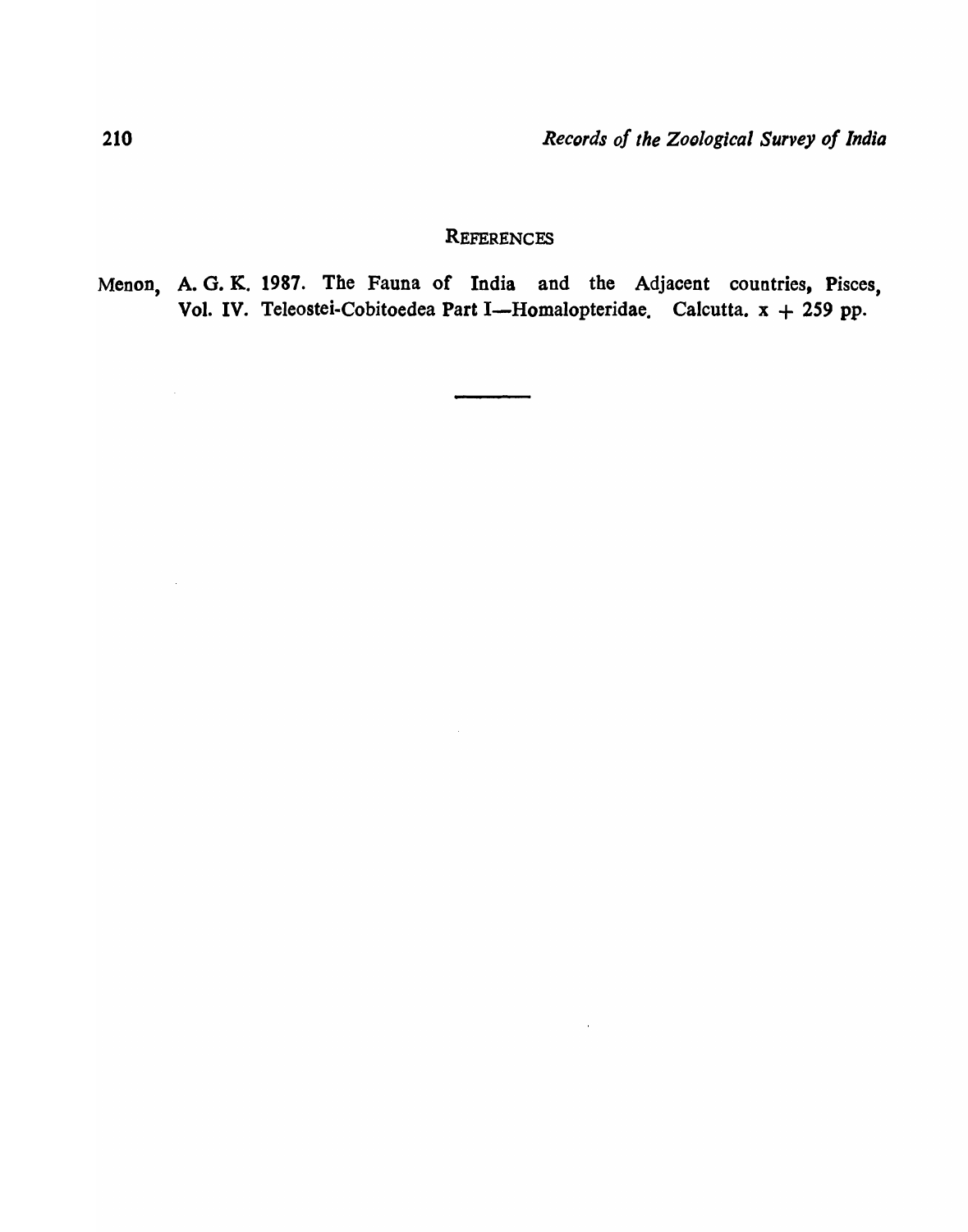## REFERENCES

Menon, A. G. K. 1987. The Fauna of India and the Adjacent countries, Pisces, Vol. IV. Teleostei-Cobitoedea Part I—Homalopteridae. Calcutta. x + 259 pp.